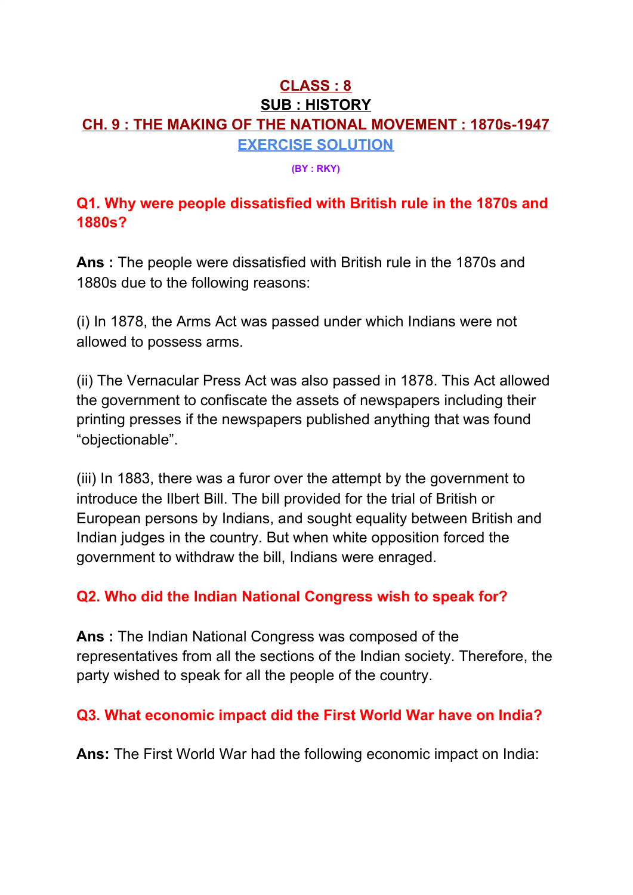# CLASS : 8

## SUB : HISTORY

## CH. 9 : THE MAKING OF THE NATIONAL MOVEMENT : 1870s-1947

### EXERCISE SOLUTION

(BY : RKY)

### Q1. Why were people dissatisfied with British rule in the 1870s and 1880s?

**Ans :** The people were dissatisfied with British rule in the 1870s and 1880s due to the following reasons:

(i) In 1878, the Arms Act was passed under which Indians were not allowed to possess arms.

(ii) The Vernacular Press Act was also passed in 1878. This Act allowed the government to confiscate the assets of newspapers including their printing presses if the newspapers published anything that was found "objectionable".

(iii) In 1883, there was a furor over the attempt by the government to introduce the Ilbert Bill. The bill provided for the trial of British or European persons by Indians, and sought equality between British and Indian judges in the country. But when white opposition forced the government to withdraw the bill, Indians were enraged.

### Q2. Who did the Indian National Congress wish to speak for?

**Ans :** The Indian National Congress was composed of the representatives from all the sections of the Indian society. Therefore, the party wished to speak for all the people of the country.

### Q3. What economic impact did the First World War have on India?

**Ans:** The First World War had the following economic impact on India: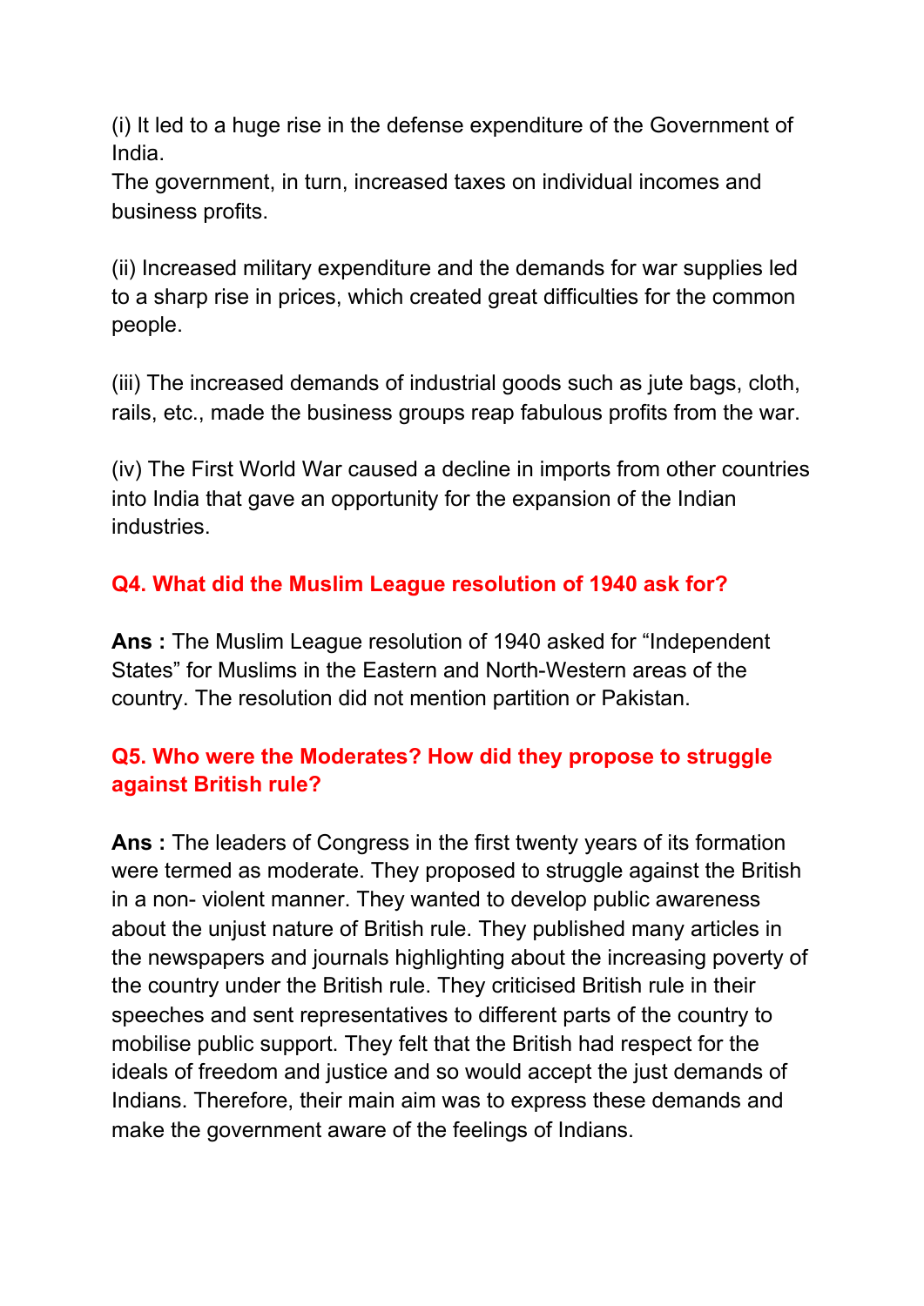(i) It led to a huge rise in the defense expenditure of the Government of India.
The government, in turn, increased taxes on individual incomes and business profits.

(ii) Increased military expenditure and the demands for war supplies led to a sharp rise in prices, which created great difficulties for the common people.

(iii) The increased demands of industrial goods such as jute bags, cloth, rails, etc., made the business groups reap fabulous profits from the war.

(iv) The First World War caused a decline in imports from other countries into India that gave an opportunity for the expansion of the Indian industries.

**Q4. What did the Muslim League resolution of 1940 ask for?**

**Ans :** The Muslim League resolution of 1940 asked for "Independent States" for Muslims in the Eastern and North-Western areas of the country. The resolution did not mention partition or Pakistan.

**Q5. Who were the Moderates? How did they propose to struggle against British rule?**

**Ans :** The leaders of Congress in the first twenty years of its formation were termed as moderate. They proposed to struggle against the British in a non- violent manner. They wanted to develop public awareness about the unjust nature of British rule. They published many articles in the newspapers and journals highlighting about the increasing poverty of the country under the British rule. They criticised British rule in their speeches and sent representatives to different parts of the country to mobilise public support. They felt that the British had respect for the ideals of freedom and justice and so would accept the just demands of Indians. Therefore, their main aim was to express these demands and make the government aware of the feelings of Indians.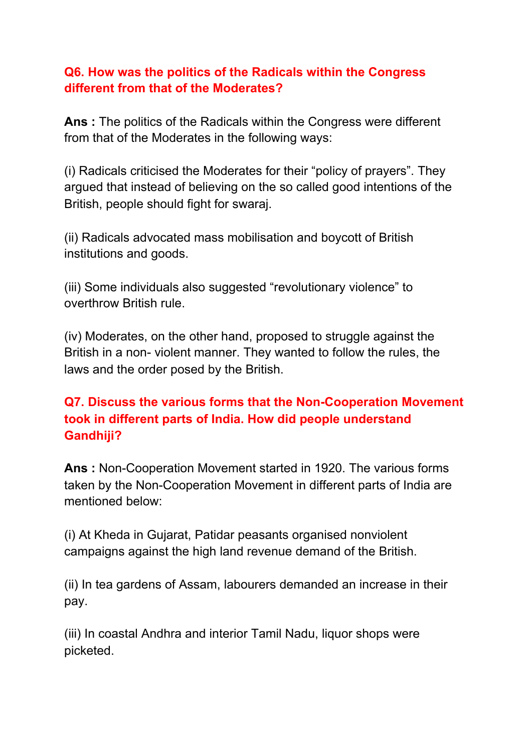**Q6. How was the politics of the Radicals within the Congress different from that of the Moderates?**

**Ans :** The politics of the Radicals within the Congress were different from that of the Moderates in the following ways:

(i) Radicals criticised the Moderates for their "policy of prayers". They argued that instead of believing on the so called good intentions of the British, people should fight for swaraj.

(ii) Radicals advocated mass mobilisation and boycott of British institutions and goods.

(iii) Some individuals also suggested "revolutionary violence" to overthrow British rule.

(iv) Moderates, on the other hand, proposed to struggle against the British in a non- violent manner. They wanted to follow the rules, the laws and the order posed by the British.

**Q7. Discuss the various forms that the Non-Cooperation Movement took in different parts of India. How did people understand Gandhiji?**

**Ans :** Non-Cooperation Movement started in 1920. The various forms taken by the Non-Cooperation Movement in different parts of India are mentioned below:

(i) At Kheda in Gujarat, Patidar peasants organised nonviolent campaigns against the high land revenue demand of the British.

(ii) In tea gardens of Assam, labourers demanded an increase in their pay.

(iii) In coastal Andhra and interior Tamil Nadu, liquor shops were picketed.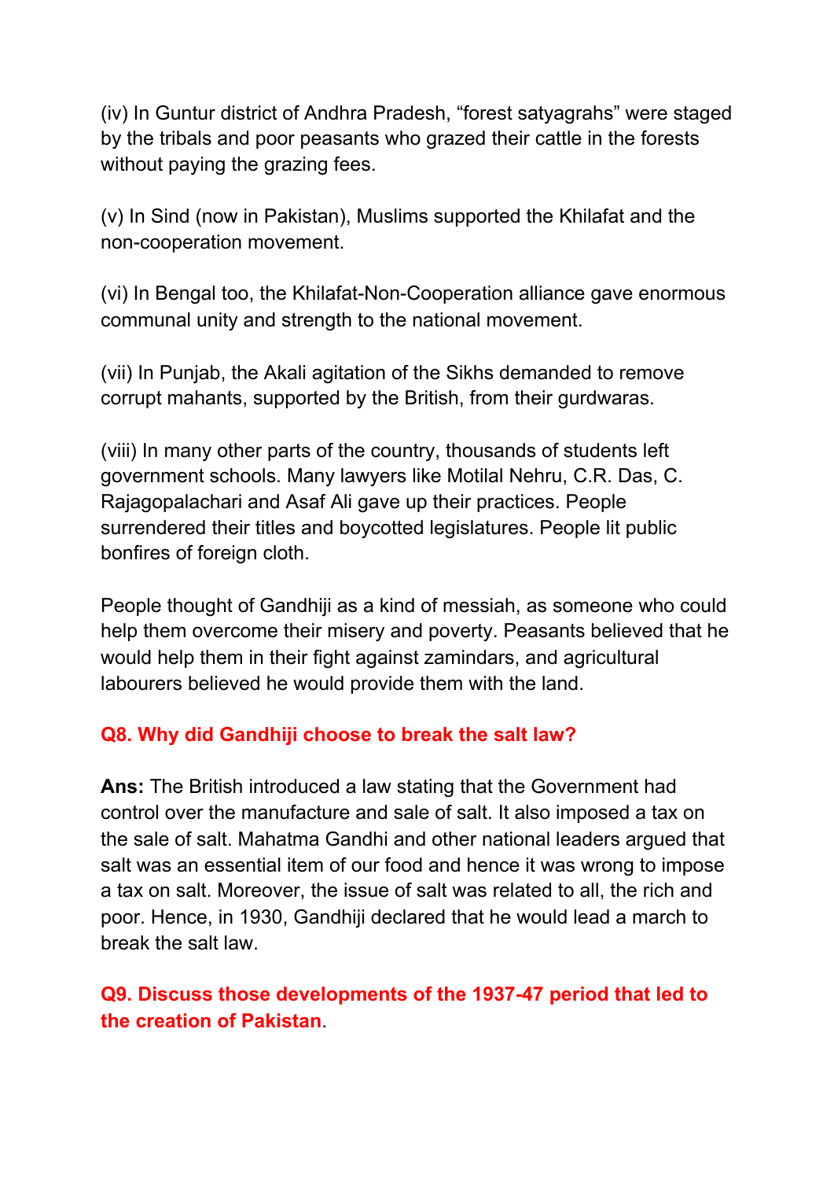(iv) In Guntur district of Andhra Pradesh, “forest satyagrahs” were staged by the tribals and poor peasants who grazed their cattle in the forests without paying the grazing fees.

(v) In Sind (now in Pakistan), Muslims supported the Khilafat and the non-cooperation movement.

(vi) In Bengal too, the Khilafat-Non-Cooperation alliance gave enormous communal unity and strength to the national movement.

(vii) In Punjab, the Akali agitation of the Sikhs demanded to remove corrupt mahants, supported by the British, from their gurdwaras.

(viii) In many other parts of the country, thousands of students left government schools. Many lawyers like Motilal Nehru, C.R. Das, C. Rajagopalachari and Asaf Ali gave up their practices. People surrendered their titles and boycotted legislatures. People lit public bonfires of foreign cloth.

People thought of Gandhiji as a kind of messiah, as someone who could help them overcome their misery and poverty. Peasants believed that he would help them in their fight against zamindars, and agricultural labourers believed he would provide them with the land.

**Q8. Why did Gandhiji choose to break the salt law?**

**Ans:** The British introduced a law stating that the Government had control over the manufacture and sale of salt. It also imposed a tax on the sale of salt. Mahatma Gandhi and other national leaders argued that salt was an essential item of our food and hence it was wrong to impose a tax on salt. Moreover, the issue of salt was related to all, the rich and poor. Hence, in 1930, Gandhiji declared that he would lead a march to break the salt law.

**Q9. Discuss those developments of the 1937-47 period that led to the creation of Pakistan**.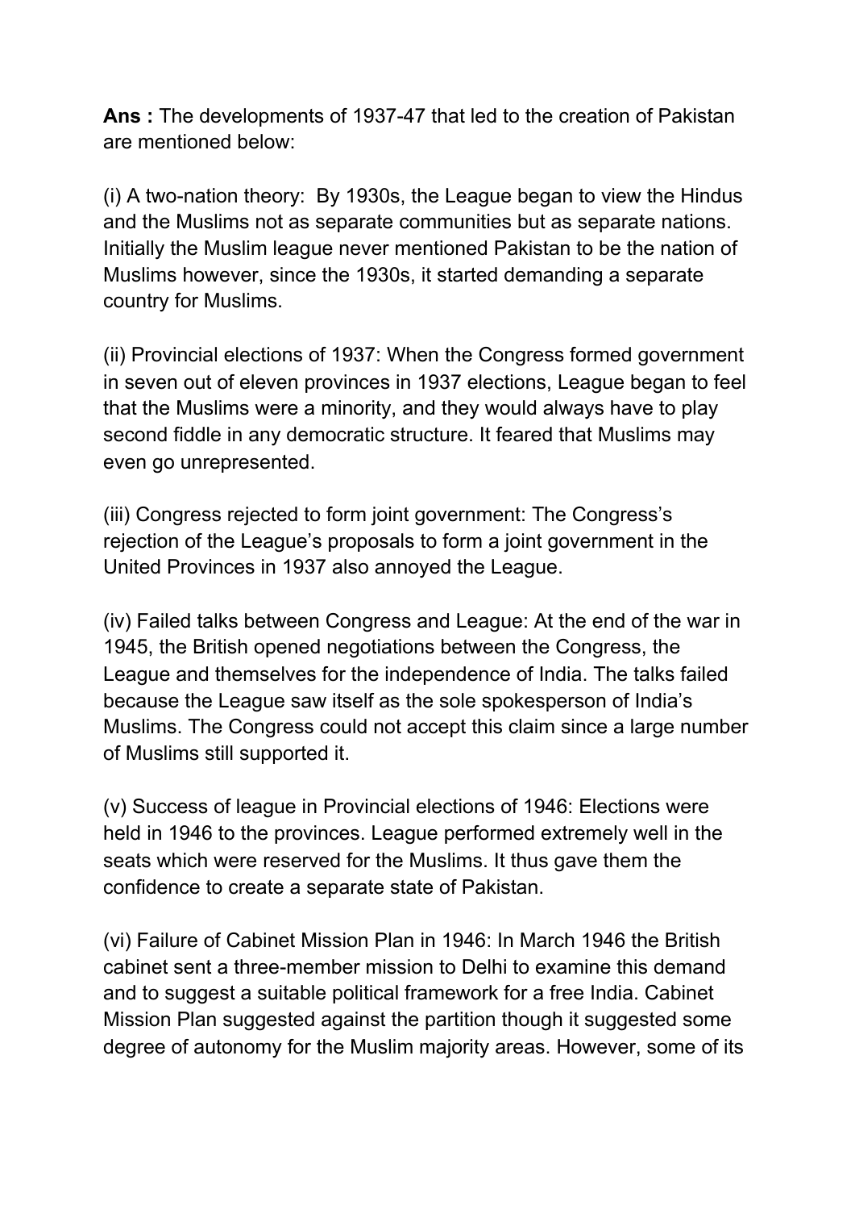**Ans :** The developments of 1937-47 that led to the creation of Pakistan are mentioned below:

(i) A two-nation theory: By 1930s, the League began to view the Hindus and the Muslims not as separate communities but as separate nations. Initially the Muslim league never mentioned Pakistan to be the nation of Muslims however, since the 1930s, it started demanding a separate country for Muslims.

(ii) Provincial elections of 1937: When the Congress formed government in seven out of eleven provinces in 1937 elections, League began to feel that the Muslims were a minority, and they would always have to play second fiddle in any democratic structure. It feared that Muslims may even go unrepresented.

(iii) Congress rejected to form joint government: The Congress's rejection of the League's proposals to form a joint government in the United Provinces in 1937 also annoyed the League.

(iv) Failed talks between Congress and League: At the end of the war in 1945, the British opened negotiations between the Congress, the League and themselves for the independence of India. The talks failed because the League saw itself as the sole spokesperson of India's Muslims. The Congress could not accept this claim since a large number of Muslims still supported it.

(v) Success of league in Provincial elections of 1946: Elections were held in 1946 to the provinces. League performed extremely well in the seats which were reserved for the Muslims. It thus gave them the confidence to create a separate state of Pakistan.

(vi) Failure of Cabinet Mission Plan in 1946: In March 1946 the British cabinet sent a three-member mission to Delhi to examine this demand and to suggest a suitable political framework for a free India. Cabinet Mission Plan suggested against the partition though it suggested some degree of autonomy for the Muslim majority areas. However, some of its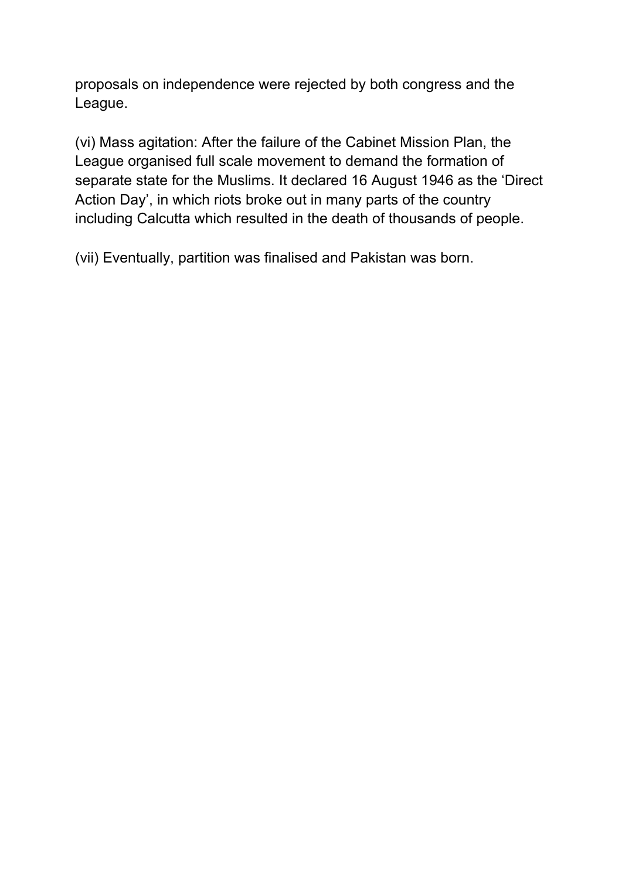proposals on independence were rejected by both congress and the League.

(vi) Mass agitation: After the failure of the Cabinet Mission Plan, the League organised full scale movement to demand the formation of separate state for the Muslims. It declared 16 August 1946 as the 'Direct Action Day', in which riots broke out in many parts of the country including Calcutta which resulted in the death of thousands of people.

(vii) Eventually, partition was finalised and Pakistan was born.